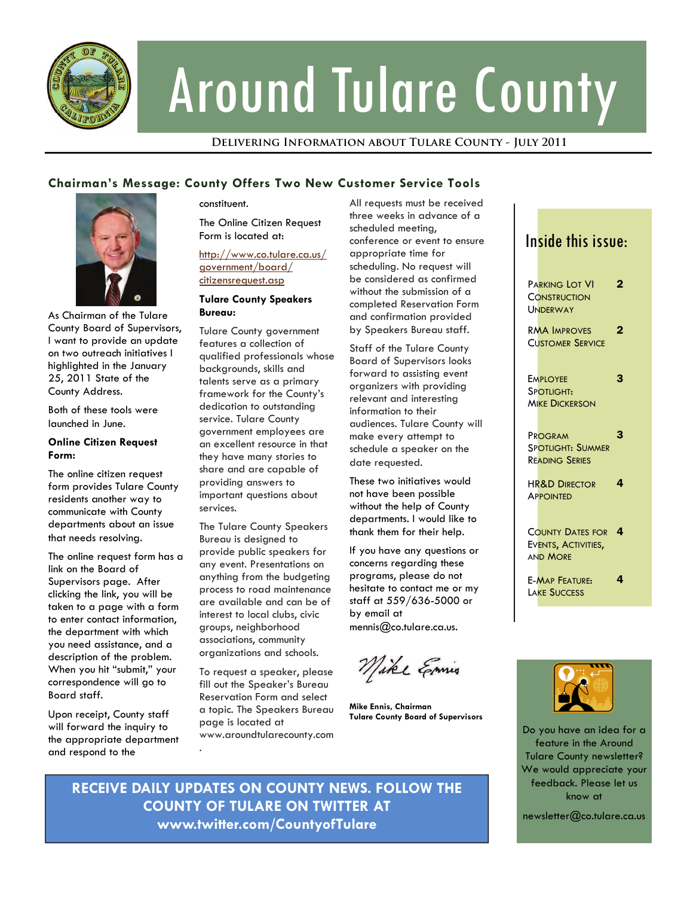# Around Tulare County

**Delivering Information about Tulare County - July 2011**

## Chairman's Message: County Offers Two New Customer Service Tools

As Chairman of the Tulare County Board of Supervisors, I want to provide an update on two outreach initiatives I highlighted in the January 25, 2011 State of the County Address.

Both of these tools were launched in June.

**Online Citizen Request Form:**

The online citizen request form provides Tulare County residents another way to communicate with County departments about an issue that needs resolving.

The online request form has a link on the Board of Supervisors page. After clicking the link, you will be taken to a form to enter contact information, the department with which you need assistance, and a description of the problem. When you hit "submit," your correspondence will go to Board staff.

Upon receipt, County staff will forward the inquiry to the appropriate department and respond to the constituent.

The Online Citizen Request Form is located at:

http://www.co.tulare.ca.us/government/board/citizensrequest.asp

**Tulare County Speakers Bureau:**

Tulare County government features a collection of qualified professionals whose backgrounds, skills and talents serve as a primary framework for the County's dedication to outstanding service. Tulare County government employees are an excellent resource in that they have many stories to share and are capable of providing answers to important questions about services.

The Tulare County Speakers Bureau is designed to provide public speakers for any event. Presentations on anything from the budgeting process to road maintenance are available and can be of interest to local clubs, civic groups, neighborhood associations, community organizations and schools.

To request a speaker, please fill out the Speaker's Bureau Reservation Form and select a topic. The Speakers Bureau page is located at www.aroundtularecounty.com.

All requests must be received three weeks in advance of a scheduled meeting, conference or event to ensure appropriate time for scheduling. No request will be considered as confirmed without the submission of a completed Reservation Form and confirmation provided by Speakers Bureau staff.

Staff of the Tulare County Board of Supervisors looks forward to assisting event organizers with providing relevant and interesting information to their audiences. Tulare County will make every attempt to schedule a speaker on the date requested.

These two initiatives would not have been possible without the help of County departments. I would like to thank them for their help.

If you have any questions or concerns regarding these programs, please do not hesitate to contact me or my staff at 559/636-5000 or by email at mennis@co.tulare.ca.us.

*Mike Ennis*

**Mike Ennis, Chairman**
**Tulare County Board of Supervisors**

**RECEIVE DAILY UPDATES ON COUNTY NEWS. FOLLOW THE COUNTY OF TULARE ON TWITTER AT www.twitter.com/CountyofTulare**

### Inside this issue:

| | |
|---|---|
| Parking Lot VI Construction Underway | 2 |
| RMA Improves Customer Service | 2 |
| Employee Spotlight: Mike Dickerson | 3 |
| Program Spotlight: Summer Reading Series | 3 |
| HR&D Director Appointed | 4 |
| County Dates for Events, Activities, and More | 4 |
| E-Map Feature: Lake Success | 4 |

Do you have an idea for a feature in the Around Tulare County newsletter? We would appreciate your feedback. Please let us know at

newsletter@co.tulare.ca.us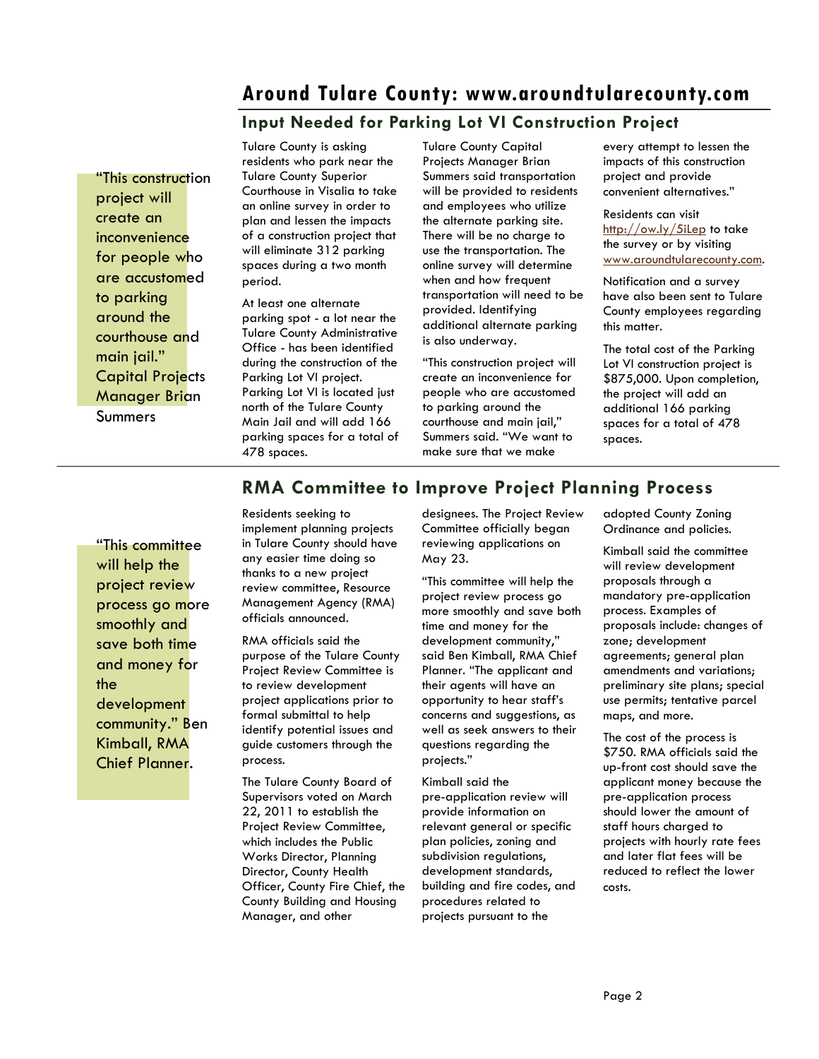# Around Tulare County: www.aroundtularecounty.com

## Input Needed for Parking Lot VI Construction Project

"This construction project will create an inconvenience for people who are accustomed to parking around the courthouse and main jail." Capital Projects Manager Brian Summers

Tulare County is asking residents who park near the Tulare County Superior Courthouse in Visalia to take an online survey in order to plan and lessen the impacts of a construction project that will eliminate 312 parking spaces during a two month period.

At least one alternate parking spot - a lot near the Tulare County Administrative Office - has been identified during the construction of the Parking Lot VI project. Parking Lot VI is located just north of the Tulare County Main Jail and will add 166 parking spaces for a total of 478 spaces.

Tulare County Capital Projects Manager Brian Summers said transportation will be provided to residents and employees who utilize the alternate parking site. There will be no charge to use the transportation. The online survey will determine when and how frequent transportation will need to be provided. Identifying additional alternate parking is also underway.

"This construction project will create an inconvenience for people who are accustomed to parking around the courthouse and main jail," Summers said. "We want to make sure that we make every attempt to lessen the impacts of this construction project and provide convenient alternatives."

Residents can visit http://ow.ly/5iLep to take the survey or by visiting www.aroundtularecounty.com.

Notification and a survey have also been sent to Tulare County employees regarding this matter.

The total cost of the Parking Lot VI construction project is $875,000. Upon completion, the project will add an additional 166 parking spaces for a total of 478 spaces.

## RMA Committee to Improve Project Planning Process

"This committee will help the project review process go more smoothly and save both time and money for the development community." Ben Kimball, RMA Chief Planner.

Residents seeking to implement planning projects in Tulare County should have any easier time doing so thanks to a new project review committee, Resource Management Agency (RMA) officials announced.

RMA officials said the purpose of the Tulare County Project Review Committee is to review development project applications prior to formal submittal to help identify potential issues and guide customers through the process.

The Tulare County Board of Supervisors voted on March 22, 2011 to establish the Project Review Committee, which includes the Public Works Director, Planning Director, County Health Officer, County Fire Chief, the County Building and Housing Manager, and other designees. The Project Review Committee officially began reviewing applications on May 23.

"This committee will help the project review process go more smoothly and save both time and money for the development community," said Ben Kimball, RMA Chief Planner. "The applicant and their agents will have an opportunity to hear staff's concerns and suggestions, as well as seek answers to their questions regarding the projects."

Kimball said the pre-application review will provide information on relevant general or specific plan policies, zoning and subdivision regulations, development standards, building and fire codes, and procedures related to projects pursuant to the adopted County Zoning Ordinance and policies.

Kimball said the committee will review development proposals through a mandatory pre-application process. Examples of proposals include: changes of zone; development agreements; general plan amendments and variations; preliminary site plans; special use permits; tentative parcel maps, and more.

The cost of the process is $750. RMA officials said the up-front cost should save the applicant money because the pre-application process should lower the amount of staff hours charged to projects with hourly rate fees and later flat fees will be reduced to reflect the lower costs.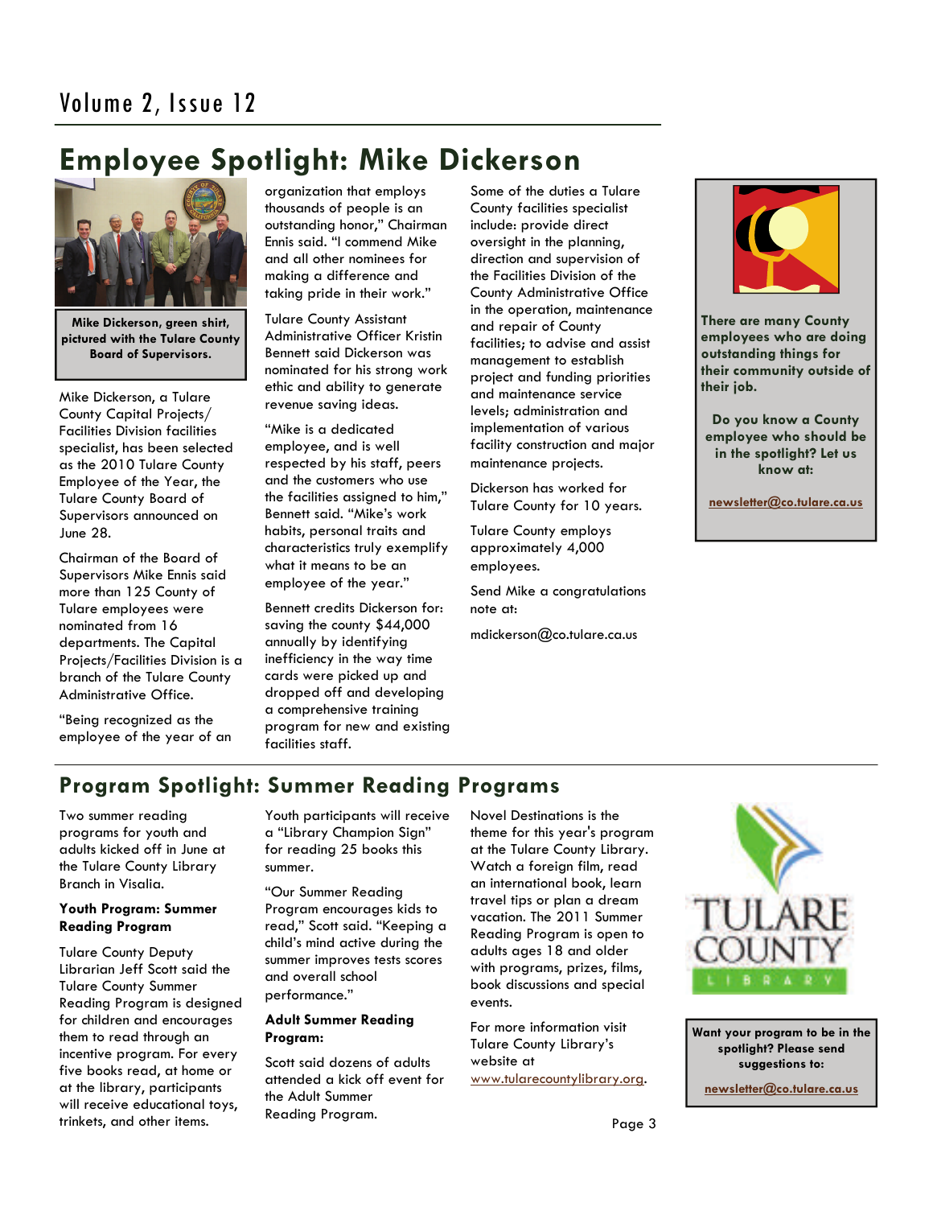# Employee Spotlight: Mike Dickerson

Mike Dickerson, green shirt, pictured with the Tulare County Board of Supervisors.

Mike Dickerson, a Tulare County Capital Projects/ Facilities Division facilities specialist, has been selected as the 2010 Tulare County Employee of the Year, the Tulare County Board of Supervisors announced on June 28.

Chairman of the Board of Supervisors Mike Ennis said more than 125 County of Tulare employees were nominated from 16 departments. The Capital Projects/Facilities Division is a branch of the Tulare County Administrative Office.

"Being recognized as the employee of the year of an organization that employs thousands of people is an outstanding honor," Chairman Ennis said. "I commend Mike and all other nominees for making a difference and taking pride in their work."

Tulare County Assistant Administrative Officer Kristin Bennett said Dickerson was nominated for his strong work ethic and ability to generate revenue saving ideas.

"Mike is a dedicated employee, and is well respected by his staff, peers and the customers who use the facilities assigned to him," Bennett said. "Mike's work habits, personal traits and characteristics truly exemplify what it means to be an employee of the year."

Bennett credits Dickerson for: saving the county $44,000 annually by identifying inefficiency in the way time cards were picked up and dropped off and developing a comprehensive training program for new and existing facilities staff.

Some of the duties a Tulare County facilities specialist include: provide direct oversight in the planning, direction and supervision of the Facilities Division of the County Administrative Office in the operation, maintenance and repair of County facilities; to advise and assist management to establish project and funding priorities and maintenance service levels; administration and implementation of various facility construction and major maintenance projects.

Dickerson has worked for Tulare County for 10 years.

Tulare County employs approximately 4,000 employees.

Send Mike a congratulations note at:

mdickerson@co.tulare.ca.us

**There are many County employees who are doing outstanding things for their community outside of their job.**

**Do you know a County employee who should be in the spotlight? Let us know at:**

**newsletter@co.tulare.ca.us**

# Program Spotlight: Summer Reading Programs

Two summer reading programs for youth and adults kicked off in June at the Tulare County Library Branch in Visalia.

**Youth Program: Summer Reading Program**

Tulare County Deputy Librarian Jeff Scott said the Tulare County Summer Reading Program is designed for children and encourages them to read through an incentive program. For every five books read, at home or at the library, participants will receive educational toys, trinkets, and other items.

Youth participants will receive a "Library Champion Sign" for reading 25 books this summer.

"Our Summer Reading Program encourages kids to read," Scott said. "Keeping a child's mind active during the summer improves tests scores and overall school performance."

**Adult Summer Reading Program:**

Scott said dozens of adults attended a kick off event for the Adult Summer Reading Program.

Novel Destinations is the theme for this year's program at the Tulare County Library. Watch a foreign film, read an international book, learn travel tips or plan a dream vacation. The 2011 Summer Reading Program is open to adults ages 18 and older with programs, prizes, films, book discussions and special events.

For more information visit Tulare County Library's website at www.tularecountylibrary.org.

TULARE COUNTY LIBRARY

**Want your program to be in the spotlight? Please send suggestions to:**

**newsletter@co.tulare.ca.us**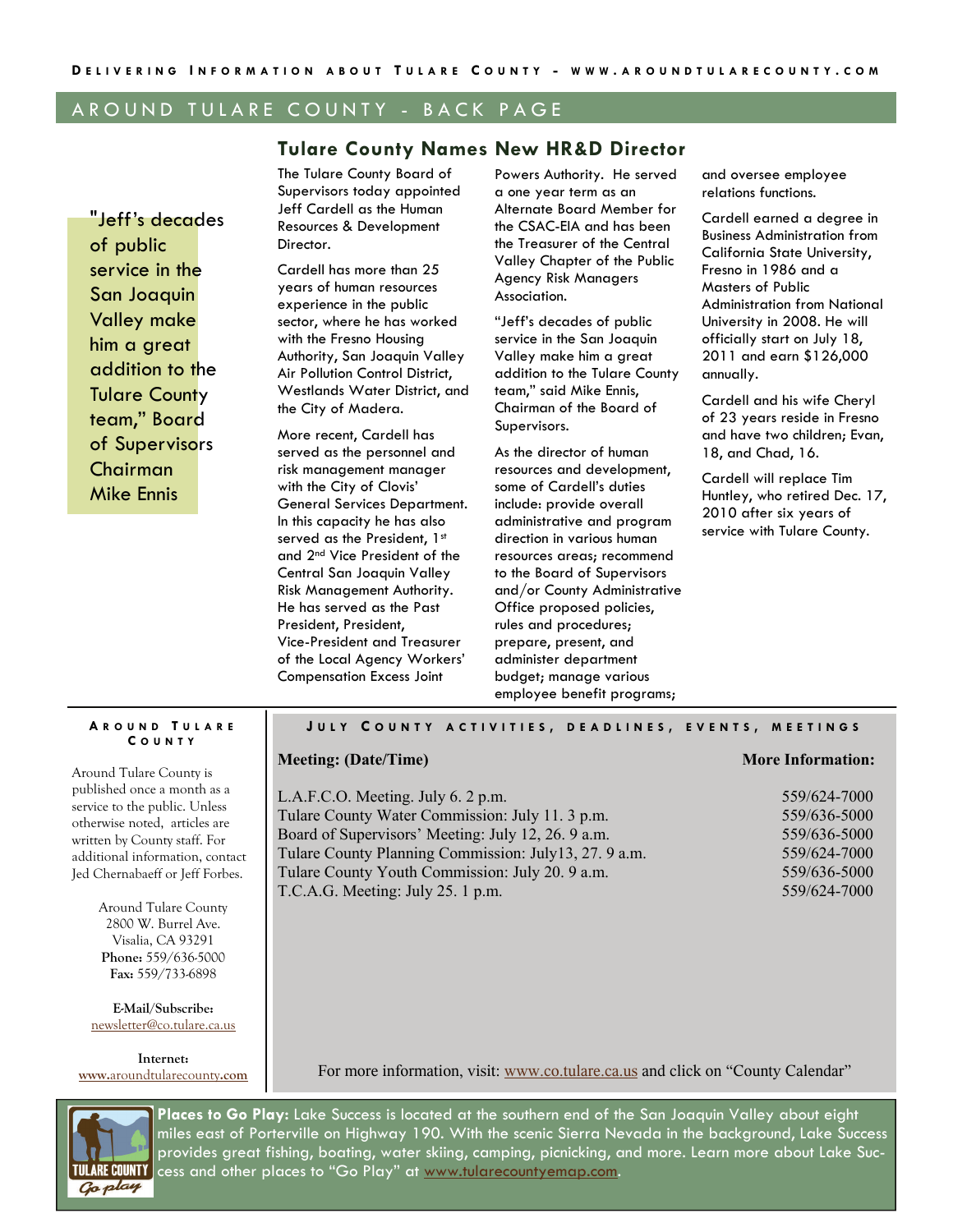# AROUND TULARE COUNTY - BACK PAGE

## Tulare County Names New HR&D Director

"Jeff's decades of public service in the San Joaquin Valley make him a great addition to the Tulare County team," Board of Supervisors Chairman Mike Ennis

The Tulare County Board of Supervisors today appointed Jeff Cardell as the Human Resources & Development Director.

Cardell has more than 25 years of human resources experience in the public sector, where he has worked with the Fresno Housing Authority, San Joaquin Valley Air Pollution Control District, Westlands Water District, and the City of Madera.

More recent, Cardell has served as the personnel and risk management manager with the City of Clovis' General Services Department. In this capacity he has also served as the President, 1st and 2nd Vice President of the Central San Joaquin Valley Risk Management Authority. He has served as the Past President, President, Vice-President and Treasurer of the Local Agency Workers' Compensation Excess Joint Powers Authority. He served a one year term as an Alternate Board Member for the CSAC-EIA and has been the Treasurer of the Central Valley Chapter of the Public Agency Risk Managers Association.

"Jeff's decades of public service in the San Joaquin Valley make him a great addition to the Tulare County team," said Mike Ennis, Chairman of the Board of Supervisors.

As the director of human resources and development, some of Cardell's duties include: provide overall administrative and program direction in various human resources areas; recommend to the Board of Supervisors and/or County Administrative Office proposed policies, rules and procedures; prepare, present, and administer department budget; manage various employee benefit programs; and oversee employee relations functions.

Cardell earned a degree in Business Administration from California State University, Fresno in 1986 and a Masters of Public Administration from National University in 2008. He will officially start on July 18, 2011 and earn $126,000 annually.

Cardell and his wife Cheryl of 23 years reside in Fresno and have two children; Evan, 18, and Chad, 16.

Cardell will replace Tim Huntley, who retired Dec. 17, 2010 after six years of service with Tulare County.

### AROUND TULARE COUNTY

Around Tulare County is published once a month as a service to the public. Unless otherwise noted, articles are written by County staff. For additional information, contact Jed Chernabaeff or Jeff Forbes.

Around Tulare County
2800 W. Burrel Ave.
Visalia, CA 93291
**Phone:** 559/636-5000
**Fax:** 559/733-6898

**E-Mail/Subscribe:**
newsletter@co.tulare.ca.us

**Internet:**
www.aroundtularecounty.com

### JULY COUNTY ACTIVITIES, DEADLINES, EVENTS, MEETINGS

| Meeting: (Date/Time) | More Information: |
|---|---|
| L.A.F.C.O. Meeting. July 6. 2 p.m. | 559/624-7000 |
| Tulare County Water Commission: July 11. 3 p.m. | 559/636-5000 |
| Board of Supervisors' Meeting: July 12, 26. 9 a.m. | 559/636-5000 |
| Tulare County Planning Commission: July13, 27. 9 a.m. | 559/624-7000 |
| Tulare County Youth Commission: July 20. 9 a.m. | 559/636-5000 |
| T.C.A.G. Meeting: July 25. 1 p.m. | 559/624-7000 |

For more information, visit: www.co.tulare.ca.us and click on "County Calendar"

TULARE COUNTY Go play

**Places to Go Play:** Lake Success is located at the southern end of the San Joaquin Valley about eight miles east of Porterville on Highway 190. With the scenic Sierra Nevada in the background, Lake Success provides great fishing, boating, water skiing, camping, picnicking, and more. Learn more about Lake Success and other places to "Go Play" at www.tularecountyemap.com.